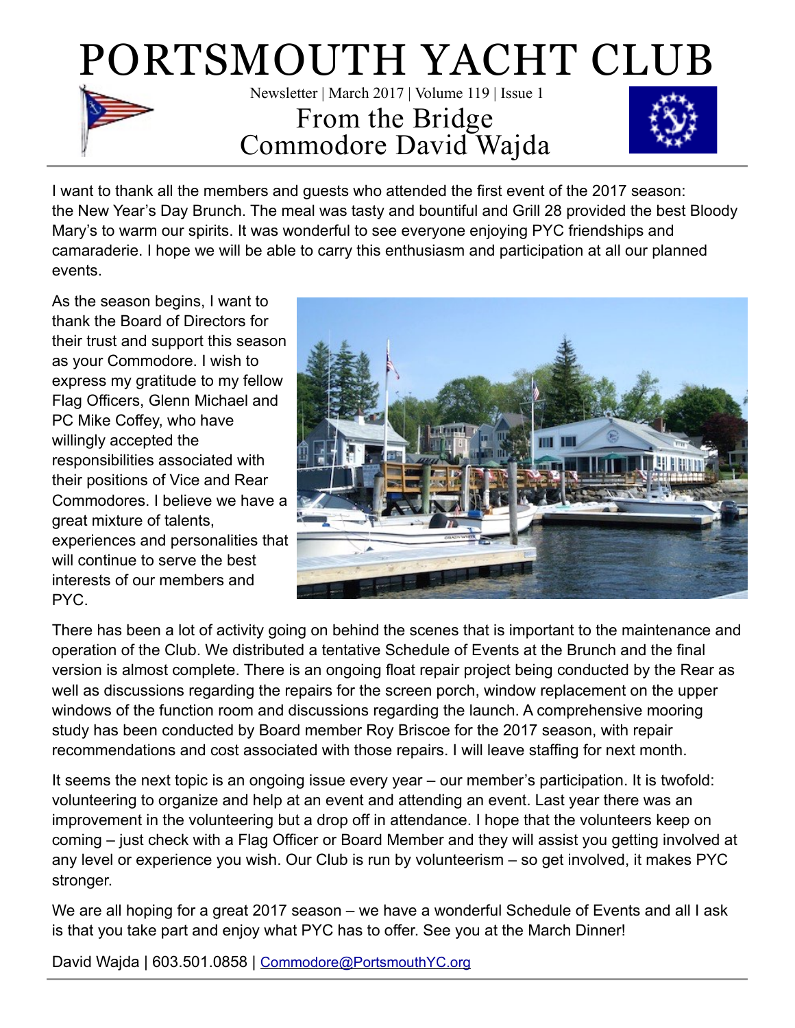# PORTSMOUTH YACHT CLUB

Newsletter | March 2017 | Volume 119 | Issue 1

## From the Bridge
## Commodore David Wajda

I want to thank all the members and guests who attended the first event of the 2017 season: the New Year's Day Brunch. The meal was tasty and bountiful and Grill 28 provided the best Bloody Mary's to warm our spirits. It was wonderful to see everyone enjoying PYC friendships and camaraderie. I hope we will be able to carry this enthusiasm and participation at all our planned events.

As the season begins, I want to thank the Board of Directors for their trust and support this season as your Commodore. I wish to express my gratitude to my fellow Flag Officers, Glenn Michael and PC Mike Coffey, who have willingly accepted the responsibilities associated with their positions of Vice and Rear Commodores. I believe we have a great mixture of talents, experiences and personalities that will continue to serve the best interests of our members and PYC.

There has been a lot of activity going on behind the scenes that is important to the maintenance and operation of the Club. We distributed a tentative Schedule of Events at the Brunch and the final version is almost complete. There is an ongoing float repair project being conducted by the Rear as well as discussions regarding the repairs for the screen porch, window replacement on the upper windows of the function room and discussions regarding the launch. A comprehensive mooring study has been conducted by Board member Roy Briscoe for the 2017 season, with repair recommendations and cost associated with those repairs. I will leave staffing for next month.

It seems the next topic is an ongoing issue every year – our member's participation. It is twofold: volunteering to organize and help at an event and attending an event. Last year there was an improvement in the volunteering but a drop off in attendance. I hope that the volunteers keep on coming – just check with a Flag Officer or Board Member and they will assist you getting involved at any level or experience you wish. Our Club is run by volunteerism – so get involved, it makes PYC stronger.

We are all hoping for a great 2017 season – we have a wonderful Schedule of Events and all I ask is that you take part and enjoy what PYC has to offer. See you at the March Dinner!

David Wajda | 603.501.0858 | Commodore@PortsmouthYC.org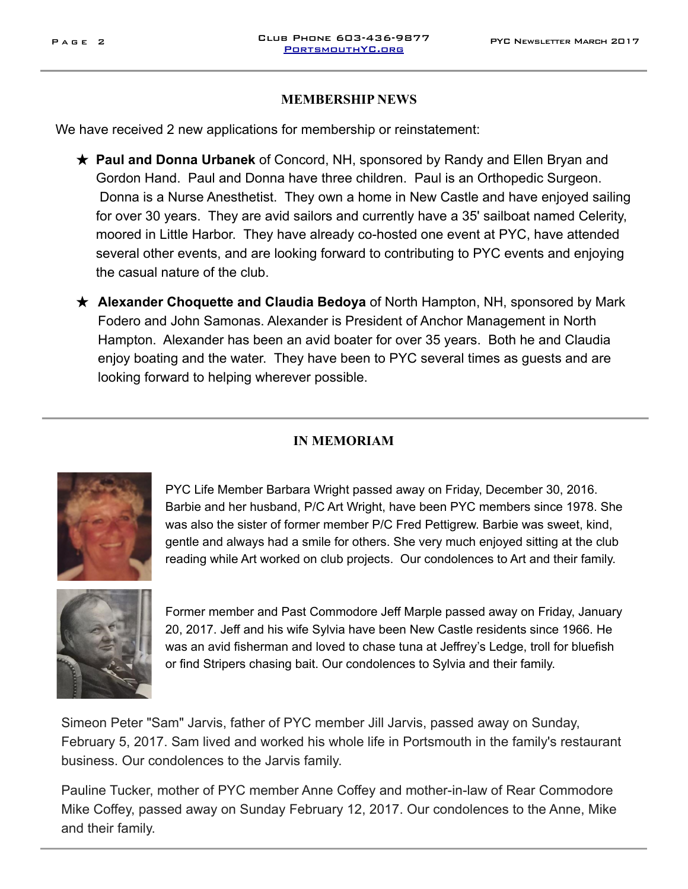## MEMBERSHIP NEWS

We have received 2 new applications for membership or reinstatement:

- ★ **Paul and Donna Urbanek** of Concord, NH, sponsored by Randy and Ellen Bryan and Gordon Hand. Paul and Donna have three children. Paul is an Orthopedic Surgeon. Donna is a Nurse Anesthetist. They own a home in New Castle and have enjoyed sailing for over 30 years. They are avid sailors and currently have a 35' sailboat named Celerity, moored in Little Harbor. They have already co-hosted one event at PYC, have attended several other events, and are looking forward to contributing to PYC events and enjoying the casual nature of the club.
- ★ **Alexander Choquette and Claudia Bedoya** of North Hampton, NH, sponsored by Mark Fodero and John Samonas. Alexander is President of Anchor Management in North Hampton. Alexander has been an avid boater for over 35 years. Both he and Claudia enjoy boating and the water. They have been to PYC several times as guests and are looking forward to helping wherever possible.

## IN MEMORIAM

PYC Life Member Barbara Wright passed away on Friday, December 30, 2016. Barbie and her husband, P/C Art Wright, have been PYC members since 1978. She was also the sister of former member P/C Fred Pettigrew. Barbie was sweet, kind, gentle and always had a smile for others. She very much enjoyed sitting at the club reading while Art worked on club projects. Our condolences to Art and their family.

Former member and Past Commodore Jeff Marple passed away on Friday, January 20, 2017. Jeff and his wife Sylvia have been New Castle residents since 1966. He was an avid fisherman and loved to chase tuna at Jeffrey's Ledge, troll for bluefish or find Stripers chasing bait. Our condolences to Sylvia and their family.

Simeon Peter "Sam" Jarvis, father of PYC member Jill Jarvis, passed away on Sunday, February 5, 2017. Sam lived and worked his whole life in Portsmouth in the family's restaurant business. Our condolences to the Jarvis family.

Pauline Tucker, mother of PYC member Anne Coffey and mother-in-law of Rear Commodore Mike Coffey, passed away on Sunday February 12, 2017. Our condolences to the Anne, Mike and their family.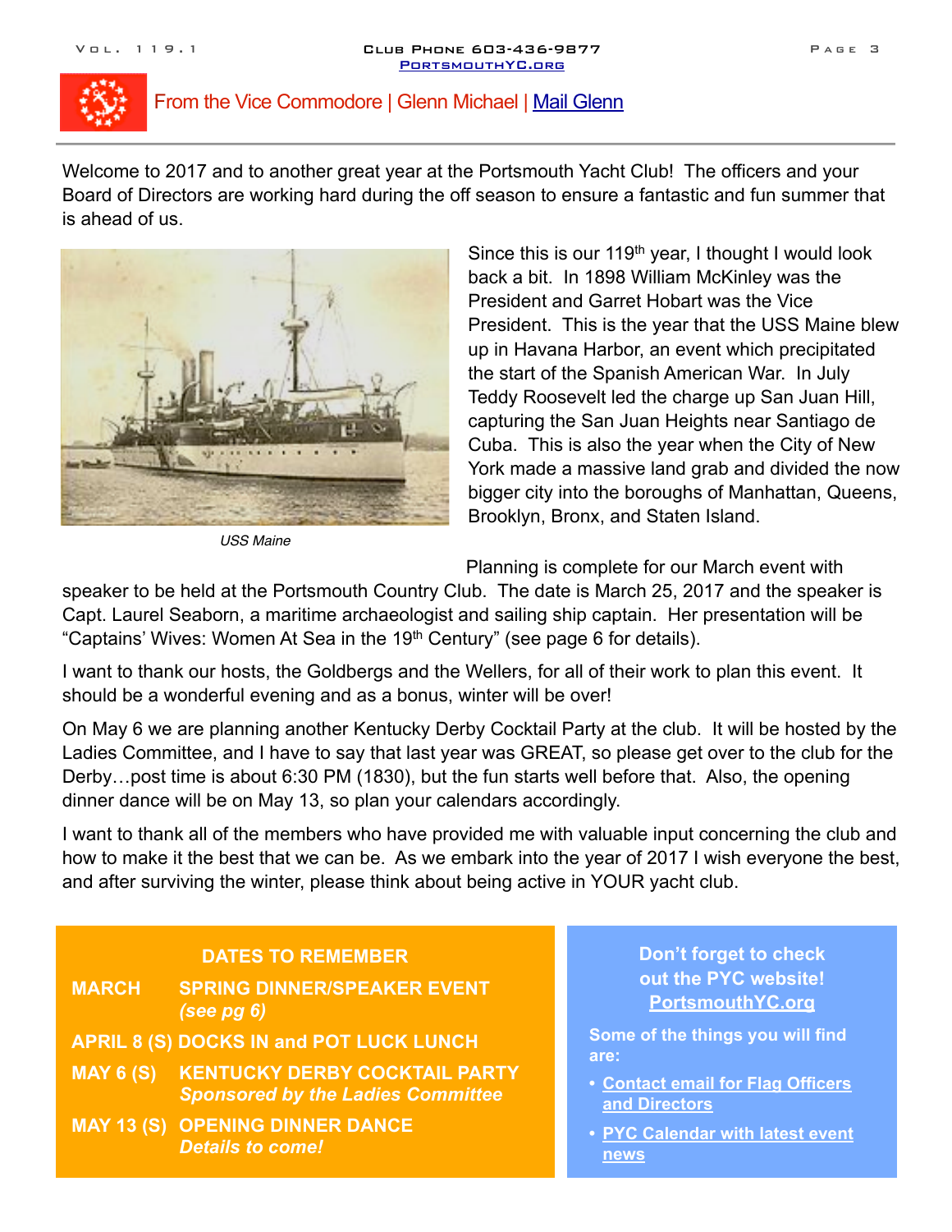## From the Vice Commodore | Glenn Michael | Mail Glenn

Welcome to 2017 and to another great year at the Portsmouth Yacht Club! The officers and your Board of Directors are working hard during the off season to ensure a fantastic and fun summer that is ahead of us.

Since this is our 119th year, I thought I would look back a bit. In 1898 William McKinley was the President and Garret Hobart was the Vice President. This is the year that the USS Maine blew up in Havana Harbor, an event which precipitated the start of the Spanish American War. In July Teddy Roosevelt led the charge up San Juan Hill, capturing the San Juan Heights near Santiago de Cuba. This is also the year when the City of New York made a massive land grab and divided the now bigger city into the boroughs of Manhattan, Queens, Brooklyn, Bronx, and Staten Island.

*USS Maine*

Planning is complete for our March event with speaker to be held at the Portsmouth Country Club. The date is March 25, 2017 and the speaker is Capt. Laurel Seaborn, a maritime archaeologist and sailing ship captain. Her presentation will be "Captains' Wives: Women At Sea in the 19th Century" (see page 6 for details).

I want to thank our hosts, the Goldbergs and the Wellers, for all of their work to plan this event. It should be a wonderful evening and as a bonus, winter will be over!

On May 6 we are planning another Kentucky Derby Cocktail Party at the club. It will be hosted by the Ladies Committee, and I have to say that last year was GREAT, so please get over to the club for the Derby…post time is about 6:30 PM (1830), but the fun starts well before that. Also, the opening dinner dance will be on May 13, so plan your calendars accordingly.

I want to thank all of the members who have provided me with valuable input concerning the club and how to make it the best that we can be. As we embark into the year of 2017 I wish everyone the best, and after surviving the winter, please think about being active in YOUR yacht club.

### DATES TO REMEMBER

**MARCH** — **SPRING DINNER/SPEAKER EVENT** *(see pg 6)*

**APRIL 8 (S)** — **DOCKS IN and POT LUCK LUNCH**

**MAY 6 (S)** — **KENTUCKY DERBY COCKTAIL PARTY** *Sponsored by the Ladies Committee*

**MAY 13 (S)** — **OPENING DINNER DANCE** *Details to come!*

### Don't forget to check out the PYC website! PortsmouthYC.org

**Some of the things you will find are:**

- **Contact email for Flag Officers and Directors**
- **PYC Calendar with latest event news**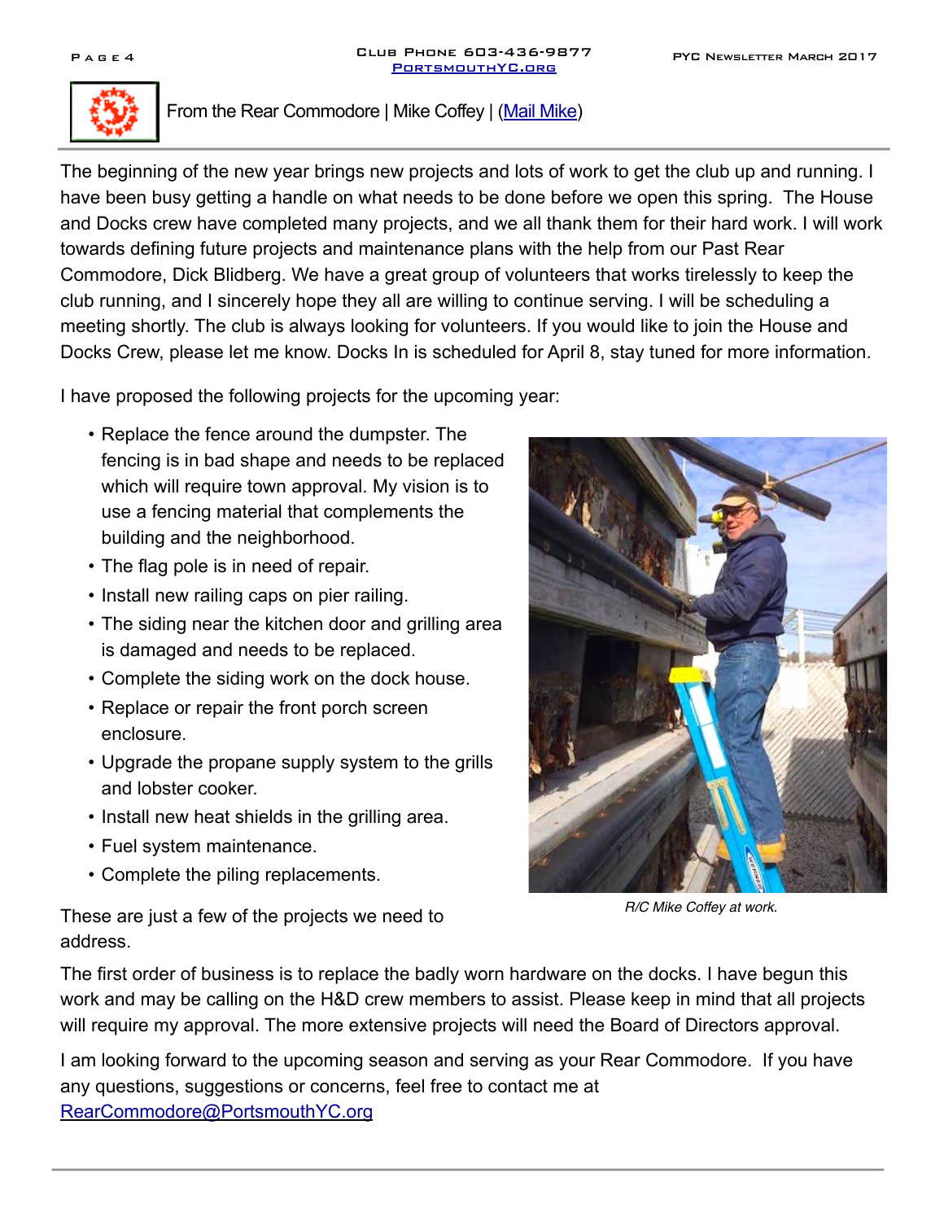## From the Rear Commodore | Mike Coffey | (Mail Mike)

The beginning of the new year brings new projects and lots of work to get the club up and running. I have been busy getting a handle on what needs to be done before we open this spring. The House and Docks crew have completed many projects, and we all thank them for their hard work. I will work towards defining future projects and maintenance plans with the help from our Past Rear Commodore, Dick Blidberg. We have a great group of volunteers that works tirelessly to keep the club running, and I sincerely hope they all are willing to continue serving. I will be scheduling a meeting shortly. The club is always looking for volunteers. If you would like to join the House and Docks Crew, please let me know. Docks In is scheduled for April 8, stay tuned for more information.

I have proposed the following projects for the upcoming year:

- Replace the fence around the dumpster. The fencing is in bad shape and needs to be replaced which will require town approval. My vision is to use a fencing material that complements the building and the neighborhood.
- The flag pole is in need of repair.
- Install new railing caps on pier railing.
- The siding near the kitchen door and grilling area is damaged and needs to be replaced.
- Complete the siding work on the dock house.
- Replace or repair the front porch screen enclosure.
- Upgrade the propane supply system to the grills and lobster cooker.
- Install new heat shields in the grilling area.
- Fuel system maintenance.
- Complete the piling replacements.

*R/C Mike Coffey at work.*

These are just a few of the projects we need to address.

The first order of business is to replace the badly worn hardware on the docks. I have begun this work and may be calling on the H&D crew members to assist. Please keep in mind that all projects will require my approval. The more extensive projects will need the Board of Directors approval.

I am looking forward to the upcoming season and serving as your Rear Commodore. If you have any questions, suggestions or concerns, feel free to contact me at RearCommodore@PortsmouthYC.org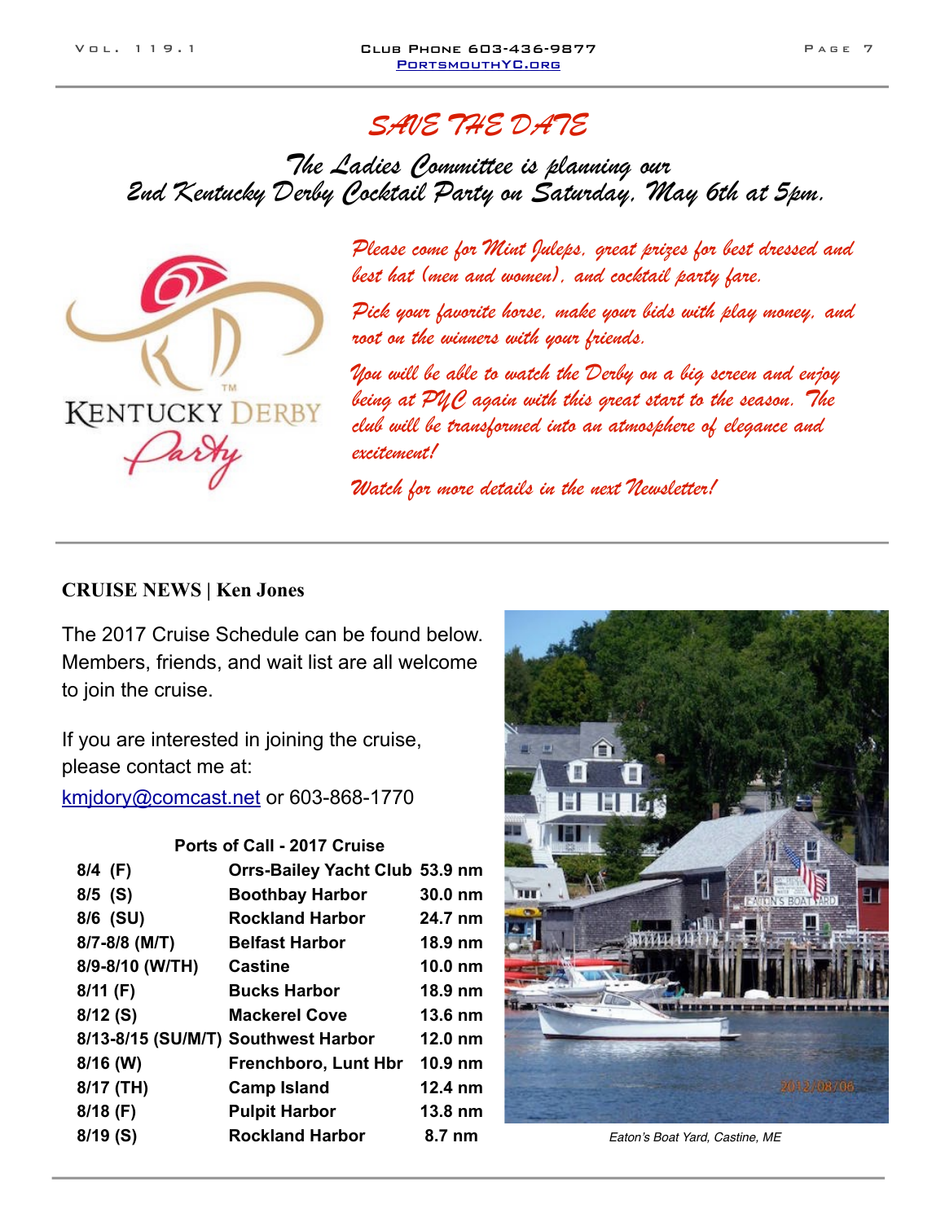# SAVE THE DATE

## The Ladies Committee is planning our 2nd Kentucky Derby Cocktail Party on Saturday, May 6th at 5pm.

*Please come for Mint Juleps, great prizes for best dressed and best hat (men and women), and cocktail party fare.*

*Pick your favorite horse, make your bids with play money, and root on the winners with your friends.*

*You will be able to watch the Derby on a big screen and enjoy being at PYC again with this great start to the season. The club will be transformed into an atmosphere of elegance and excitement!*

*Watch for more details in the next Newsletter!*

## CRUISE NEWS | Ken Jones

The 2017 Cruise Schedule can be found below. Members, friends, and wait list are all welcome to join the cruise.

If you are interested in joining the cruise, please contact me at: kmjdory@comcast.net or 603-868-1770

**Ports of Call - 2017 Cruise**

| Date | Port | Distance |
|---|---|---|
| 8/4 (F) | Orrs-Bailey Yacht Club | 53.9 nm |
| 8/5 (S) | Boothbay Harbor | 30.0 nm |
| 8/6 (SU) | Rockland Harbor | 24.7 nm |
| 8/7-8/8 (M/T) | Belfast Harbor | 18.9 nm |
| 8/9-8/10 (W/TH) | Castine | 10.0 nm |
| 8/11 (F) | Bucks Harbor | 18.9 nm |
| 8/12 (S) | Mackerel Cove | 13.6 nm |
| 8/13-8/15 (SU/M/T) | Southwest Harbor | 12.0 nm |
| 8/16 (W) | Frenchboro, Lunt Hbr | 10.9 nm |
| 8/17 (TH) | Camp Island | 12.4 nm |
| 8/18 (F) | Pulpit Harbor | 13.8 nm |
| 8/19 (S) | Rockland Harbor | 8.7 nm |

*Eaton's Boat Yard, Castine, ME*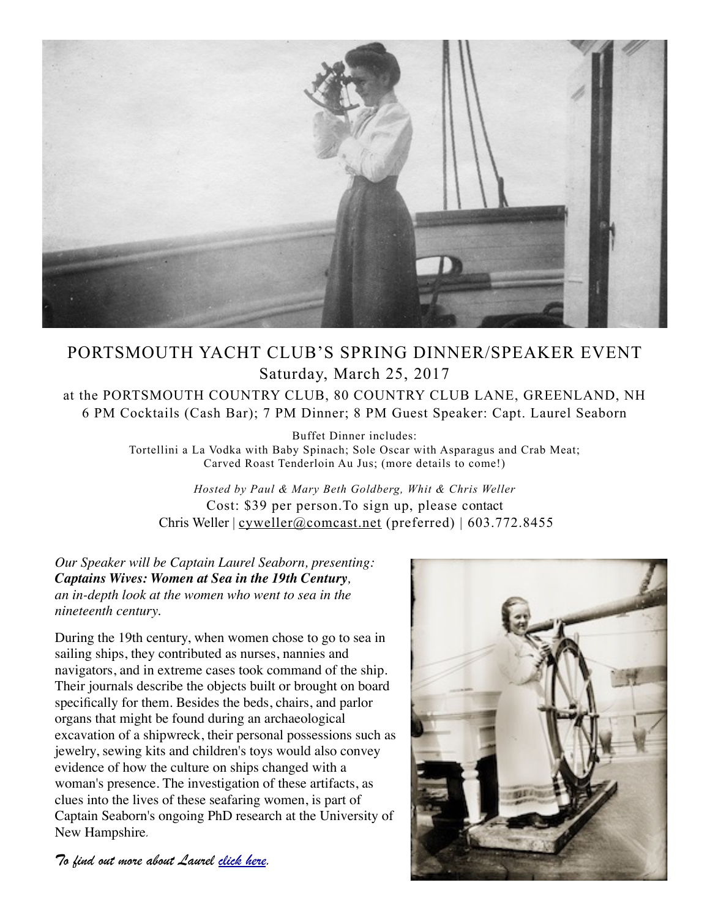# PORTSMOUTH YACHT CLUB'S SPRING DINNER/SPEAKER EVENT

Saturday, March 25, 2017

at the PORTSMOUTH COUNTRY CLUB, 80 COUNTRY CLUB LANE, GREENLAND, NH

6 PM Cocktails (Cash Bar); 7 PM Dinner; 8 PM Guest Speaker: Capt. Laurel Seaborn

Buffet Dinner includes:
Tortellini a La Vodka with Baby Spinach; Sole Oscar with Asparagus and Crab Meat;
Carved Roast Tenderloin Au Jus; (more details to come!)

*Hosted by Paul & Mary Beth Goldberg, Whit & Chris Weller*

Cost: $39 per person.To sign up, please contact
Chris Weller | cyweller@comcast.net (preferred) | 603.772.8455

*Our Speaker will be Captain Laurel Seaborn, presenting:* ***Captains Wives: Women at Sea in the 19th Century****, an in-depth look at the women who went to sea in the nineteenth century.*

During the 19th century, when women chose to go to sea in sailing ships, they contributed as nurses, nannies and navigators, and in extreme cases took command of the ship. Their journals describe the objects built or brought on board specifically for them. Besides the beds, chairs, and parlor organs that might be found during an archaeological excavation of a shipwreck, their personal possessions such as jewelry, sewing kits and children's toys would also convey evidence of how the culture on ships changed with a woman's presence. The investigation of these artifacts, as clues into the lives of these seafaring women, is part of Captain Seaborn's ongoing PhD research at the University of New Hampshire.

*To find out more about Laurel click here.*